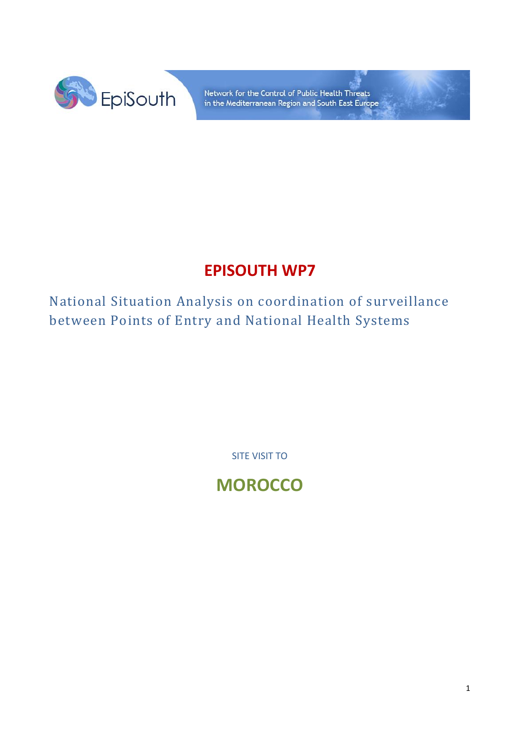EpiSouth

Network for the Control of Public Health Threats in the Mediterranean Region and South East Europe

# EPISOUTH WP7

## National Situation Analysis on coordination of surveillance between Points of Entry and National Health Systems

SITE VISIT TO

# MOROCCO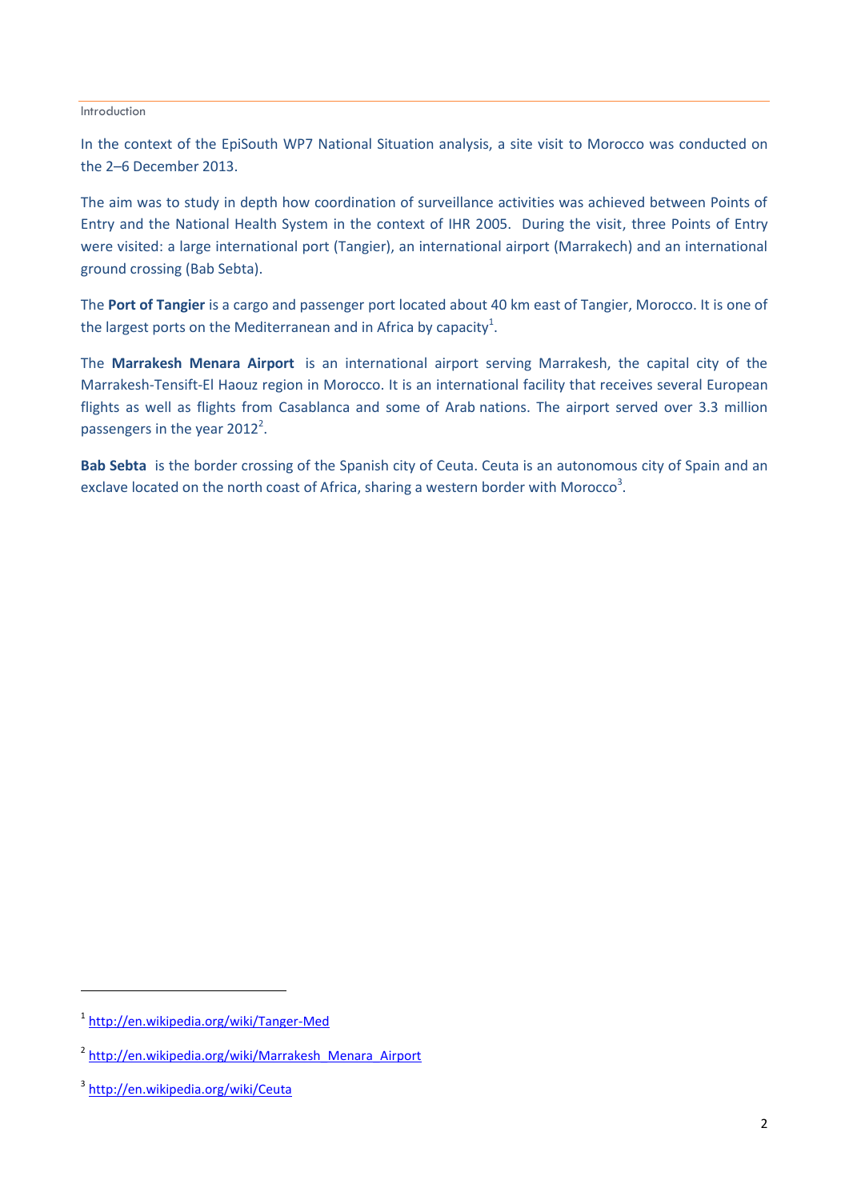## Introduction

In the context of the EpiSouth WP7 National Situation analysis, a site visit to Morocco was conducted on the 2–6 December 2013.

The aim was to study in depth how coordination of surveillance activities was achieved between Points of Entry and the National Health System in the context of IHR 2005. During the visit, three Points of Entry were visited: a large international port (Tangier), an international airport (Marrakech) and an international ground crossing (Bab Sebta).

The **Port of Tangier** is a cargo and passenger port located about 40 km east of Tangier, Morocco. It is one of the largest ports on the Mediterranean and in Africa by capacity[1].

The **Marrakesh Menara Airport** is an international airport serving Marrakesh, the capital city of the Marrakesh-Tensift-El Haouz region in Morocco. It is an international facility that receives several European flights as well as flights from Casablanca and some of Arab nations. The airport served over 3.3 million passengers in the year 2012[2].

**Bab Sebta** is the border crossing of the Spanish city of Ceuta. Ceuta is an autonomous city of Spain and an exclave located on the north coast of Africa, sharing a western border with Morocco[3].

---

[1] http://en.wikipedia.org/wiki/Tanger-Med

[2] http://en.wikipedia.org/wiki/Marrakesh_Menara_Airport

[3] http://en.wikipedia.org/wiki/Ceuta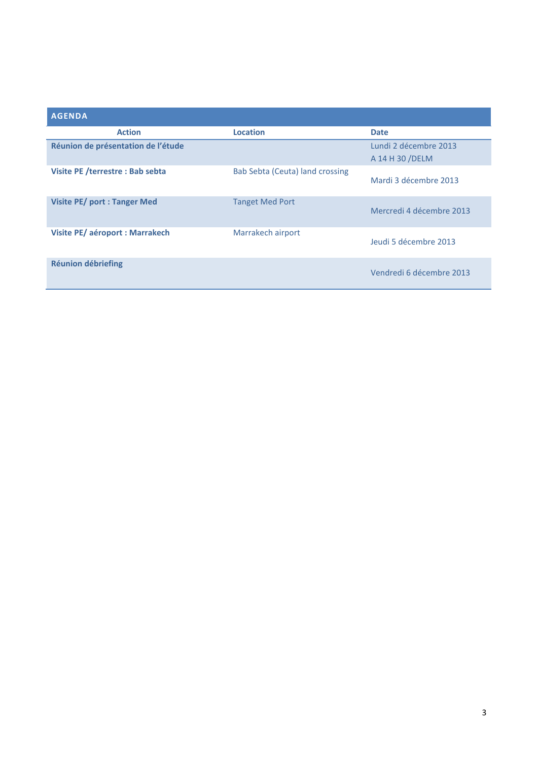## AGENDA

| Action | Location | Date |
|---|---|---|
| **Réunion de présentation de l'étude** | | Lundi 2 décembre 2013<br>A 14 H 30 /DELM |
| **Visite PE /terrestre : Bab sebta** | Bab Sebta (Ceuta) land crossing | Mardi 3 décembre 2013 |
| **Visite PE/ port : Tanger Med** | Tanget Med Port | Mercredi 4 décembre 2013 |
| **Visite PE/ aéroport : Marrakech** | Marrakech airport | Jeudi 5 décembre 2013 |
| **Réunion débriefing** | | Vendredi 6 décembre 2013 |